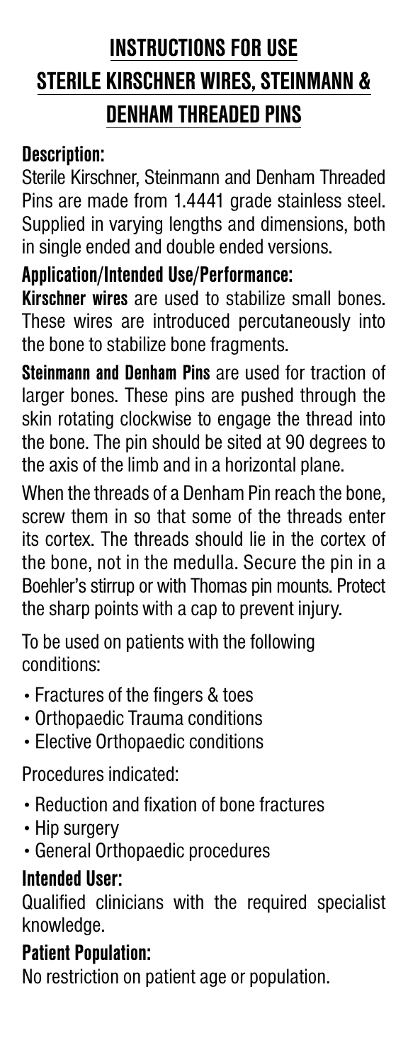# INSTRUCTIONS FOR USE

# STERILE KIRSCHNER WIRES, STEINMANN & DENHAM THREADED PINS

## Description:

Sterile Kirschner, Steinmann and Denham Threaded Pins are made from 1.4441 grade stainless steel. Supplied in varying lengths and dimensions, both in single ended and double ended versions.

## Application/Intended Use/Performance:

**Kirschner wires** are used to stabilize small bones. These wires are introduced percutaneously into the bone to stabilize bone fragments.

**Steinmann and Denham Pins** are used for traction of larger bones. These pins are pushed through the skin rotating clockwise to engage the thread into the bone. The pin should be sited at 90 degrees to the axis of the limb and in a horizontal plane.

When the threads of a Denham Pin reach the bone, screw them in so that some of the threads enter its cortex. The threads should lie in the cortex of the bone, not in the medulla. Secure the pin in a Boehler's stirrup or with Thomas pin mounts. Protect the sharp points with a cap to prevent injury.

To be used on patients with the following conditions:

- Fractures of the fingers & toes
- Orthopaedic Trauma conditions
- Elective Orthopaedic conditions

Procedures indicated:

- Reduction and fixation of bone fractures
- Hip surgery
- General Orthopaedic procedures

## Intended User:

Qualified clinicians with the required specialist knowledge.

## Patient Population:

No restriction on patient age or population.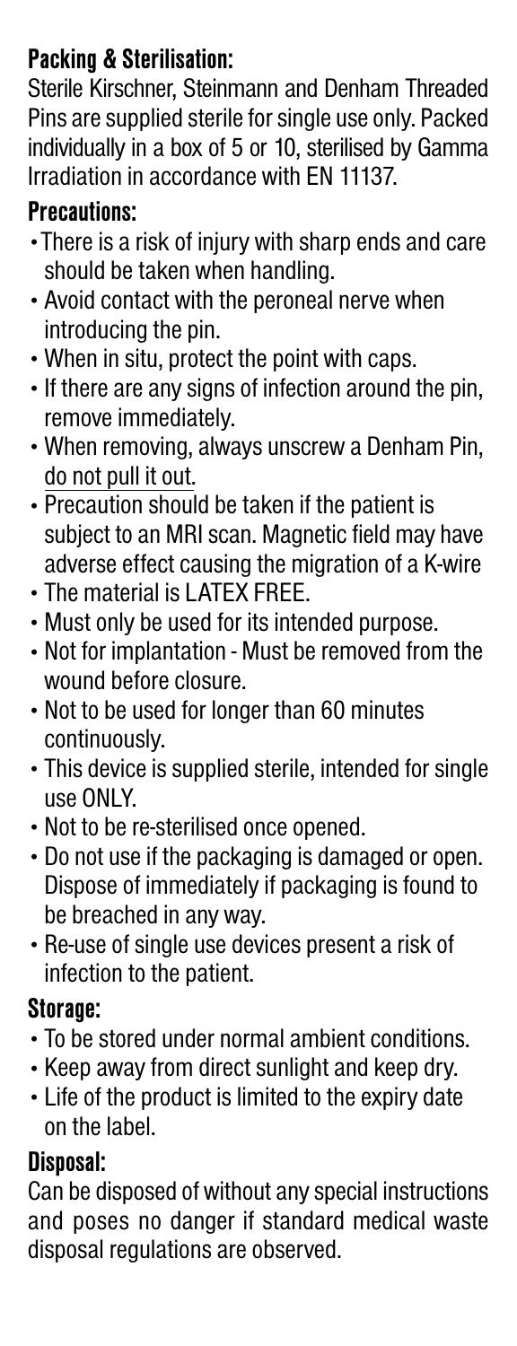## Packing & Sterilisation:

Sterile Kirschner, Steinmann and Denham Threaded Pins are supplied sterile for single use only. Packed individually in a box of 5 or 10, sterilised by Gamma Irradiation in accordance with EN 11137.

## Precautions:

- There is a risk of injury with sharp ends and care should be taken when handling.
- Avoid contact with the peroneal nerve when introducing the pin.
- When in situ, protect the point with caps.
- If there are any signs of infection around the pin, remove immediately.
- When removing, always unscrew a Denham Pin, <u>do not pull it out</u>.
- Precaution should be taken if the patient is subject to an MRI scan. Magnetic field may have adverse effect causing the migration of a K-wire
- The material is LATEX FREE.
- Must only be used for its intended purpose.
- Not for implantation - Must be removed from the wound before closure.
- Not to be used for longer than 60 minutes continuously.
- This device is supplied sterile, intended for single use ONLY.
- Not to be re-sterilised once opened.
- Do not use if the packaging is damaged or open. Dispose of immediately if packaging is found to be breached in any way.
- Re-use of single use devices present a risk of infection to the patient.

## Storage:

- To be stored under normal ambient conditions.
- Keep away from direct sunlight and keep dry.
- Life of the product is limited to the expiry date on the label.

## Disposal:

Can be disposed of without any special instructions and poses no danger if standard medical waste disposal regulations are observed.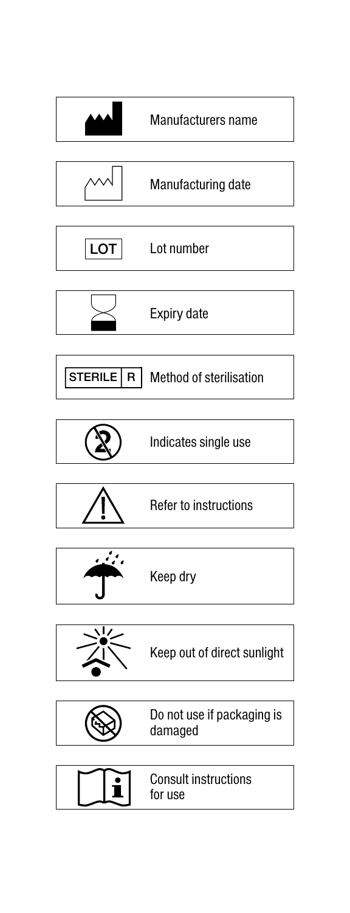| Symbol | Meaning |
| --- | --- |
| | Manufacturers name |
| | Manufacturing date |
| LOT | Lot number |
| | Expiry date |
| STERILE R | Method of sterilisation |
| | Indicates single use |
| | Refer to instructions |
| | Keep dry |
| | Keep out of direct sunlight |
| | Do not use if packaging is damaged |
| | Consult instructions for use |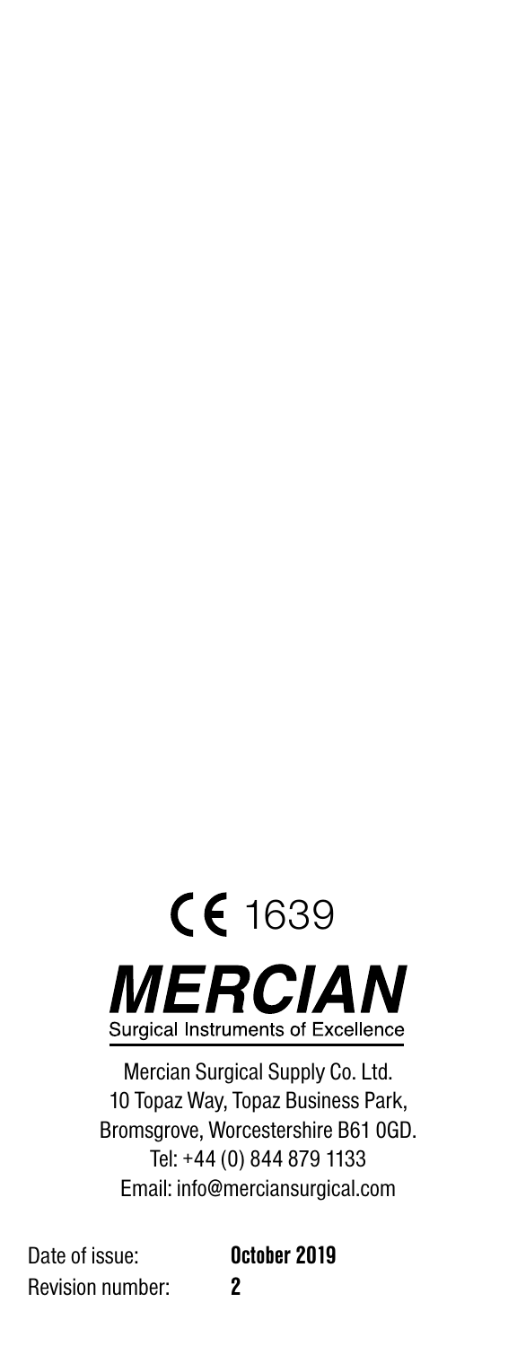CE 1639

**MERCIAN**

Surgical Instruments of Excellence

Mercian Surgical Supply Co. Ltd.
10 Topaz Way, Topaz Business Park,
Bromsgrove, Worcestershire B61 0GD.
Tel: +44 (0) 844 879 1133
Email: info@merciansurgical.com

Date of issue: **October 2019**
Revision number: **2**